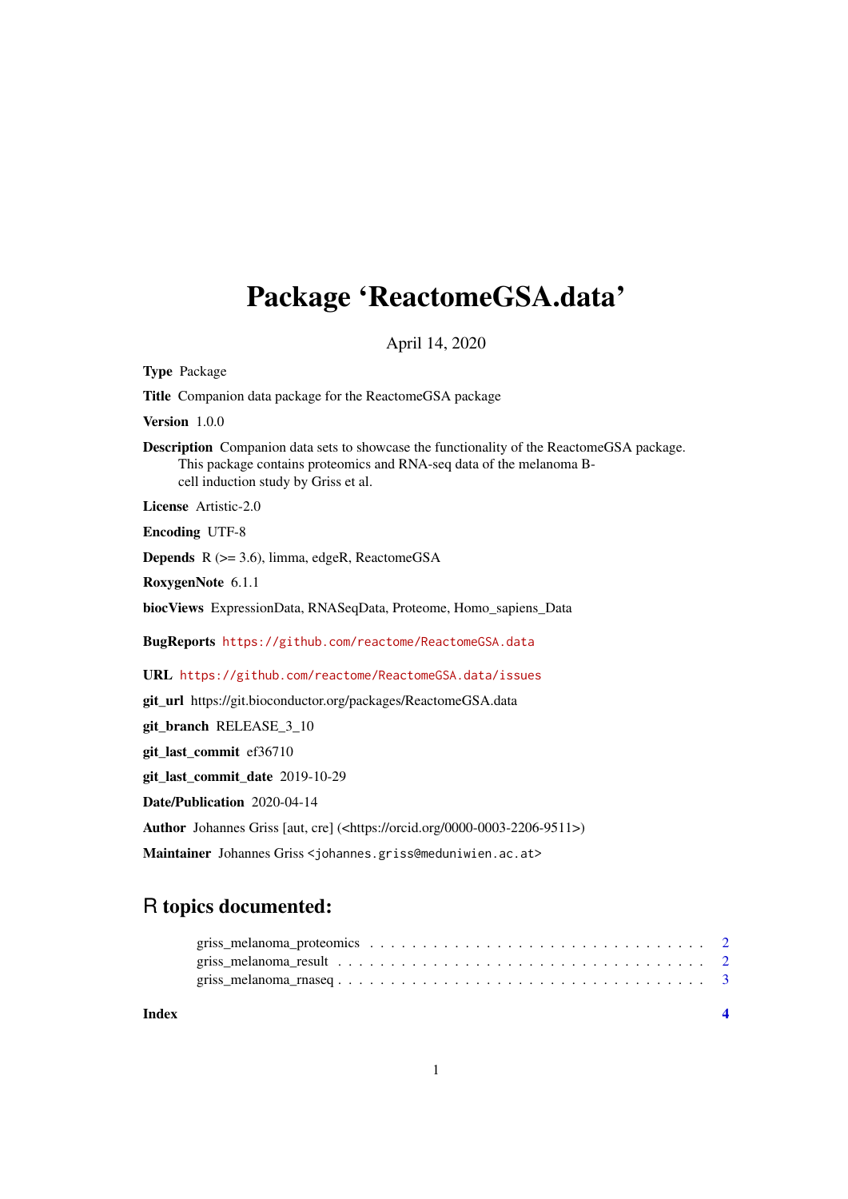# Package 'ReactomeGSA.data'

April 14, 2020

**Type** Package

**Title** Companion data package for the ReactomeGSA package

**Version** 1.0.0

**Description** Companion data sets to showcase the functionality of the ReactomeGSA package. This package contains proteomics and RNA-seq data of the melanoma B-cell induction study by Griss et al.

**License** Artistic-2.0

**Encoding** UTF-8

**Depends** R (>= 3.6), limma, edgeR, ReactomeGSA

**RoxygenNote** 6.1.1

**biocViews** ExpressionData, RNASeqData, Proteome, Homo_sapiens_Data

**BugReports** https://github.com/reactome/ReactomeGSA.data

**URL** https://github.com/reactome/ReactomeGSA.data/issues

**git_url** https://git.bioconductor.org/packages/ReactomeGSA.data

**git_branch** RELEASE_3_10

**git_last_commit** ef36710

**git_last_commit_date** 2019-10-29

**Date/Publication** 2020-04-14

**Author** Johannes Griss [aut, cre] (<https://orcid.org/0000-0003-2206-9511>)

**Maintainer** Johannes Griss <johannes.griss@meduniwien.ac.at>

## R topics documented:

- griss_melanoma_proteomics . . . . . . . . . . 2
- griss_melanoma_result . . . . . . . . . . 2
- griss_melanoma_rnaseq . . . . . . . . . . 3

**Index** **4**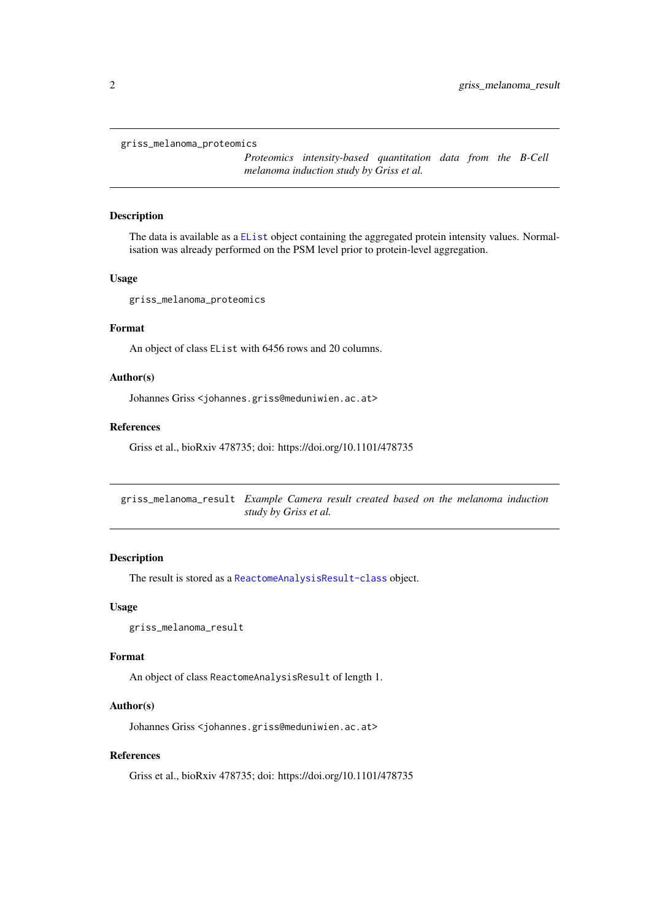## griss_melanoma_proteomics

*Proteomics intensity-based quantitation data from the B-Cell melanoma induction study by Griss et al.*

### Description

The data is available as a EList object containing the aggregated protein intensity values. Normalisation was already performed on the PSM level prior to protein-level aggregation.

### Usage

```
griss_melanoma_proteomics
```

### Format

An object of class EList with 6456 rows and 20 columns.

### Author(s)

Johannes Griss <johannes.griss@meduniwien.ac.at>

### References

Griss et al., bioRxiv 478735; doi: https://doi.org/10.1101/478735

## griss_melanoma_result

*Example Camera result created based on the melanoma induction study by Griss et al.*

### Description

The result is stored as a ReactomeAnalysisResult-class object.

### Usage

```
griss_melanoma_result
```

### Format

An object of class ReactomeAnalysisResult of length 1.

### Author(s)

Johannes Griss <johannes.griss@meduniwien.ac.at>

### References

Griss et al., bioRxiv 478735; doi: https://doi.org/10.1101/478735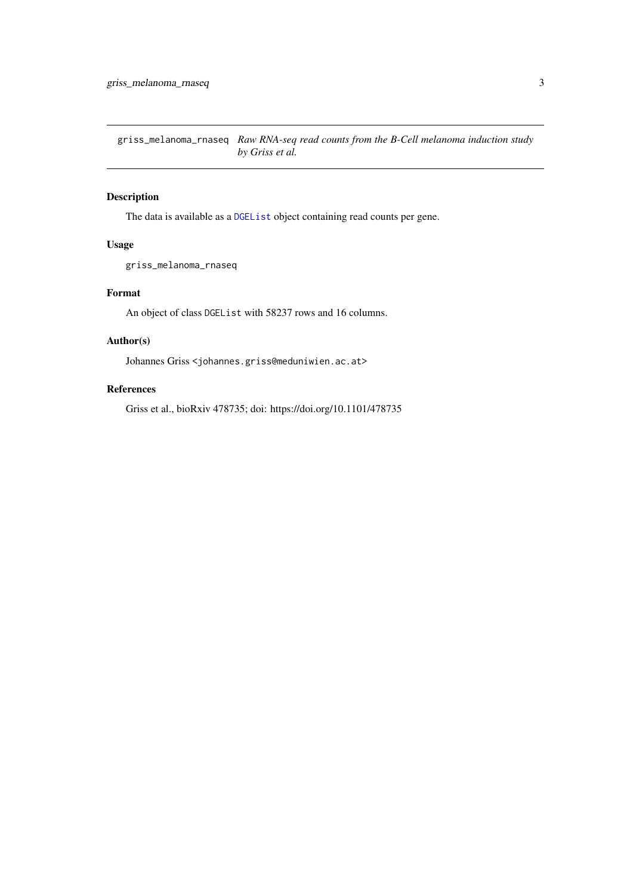`griss_melanoma_rnaseq` *Raw RNA-seq read counts from the B-Cell melanoma induction study by Griss et al.*

## Description

The data is available as a `DGEList` object containing read counts per gene.

## Usage

```
griss_melanoma_rnaseq
```

## Format

An object of class `DGEList` with 58237 rows and 16 columns.

## Author(s)

Johannes Griss <johannes.griss@meduniwien.ac.at>

## References

Griss et al., bioRxiv 478735; doi: https://doi.org/10.1101/478735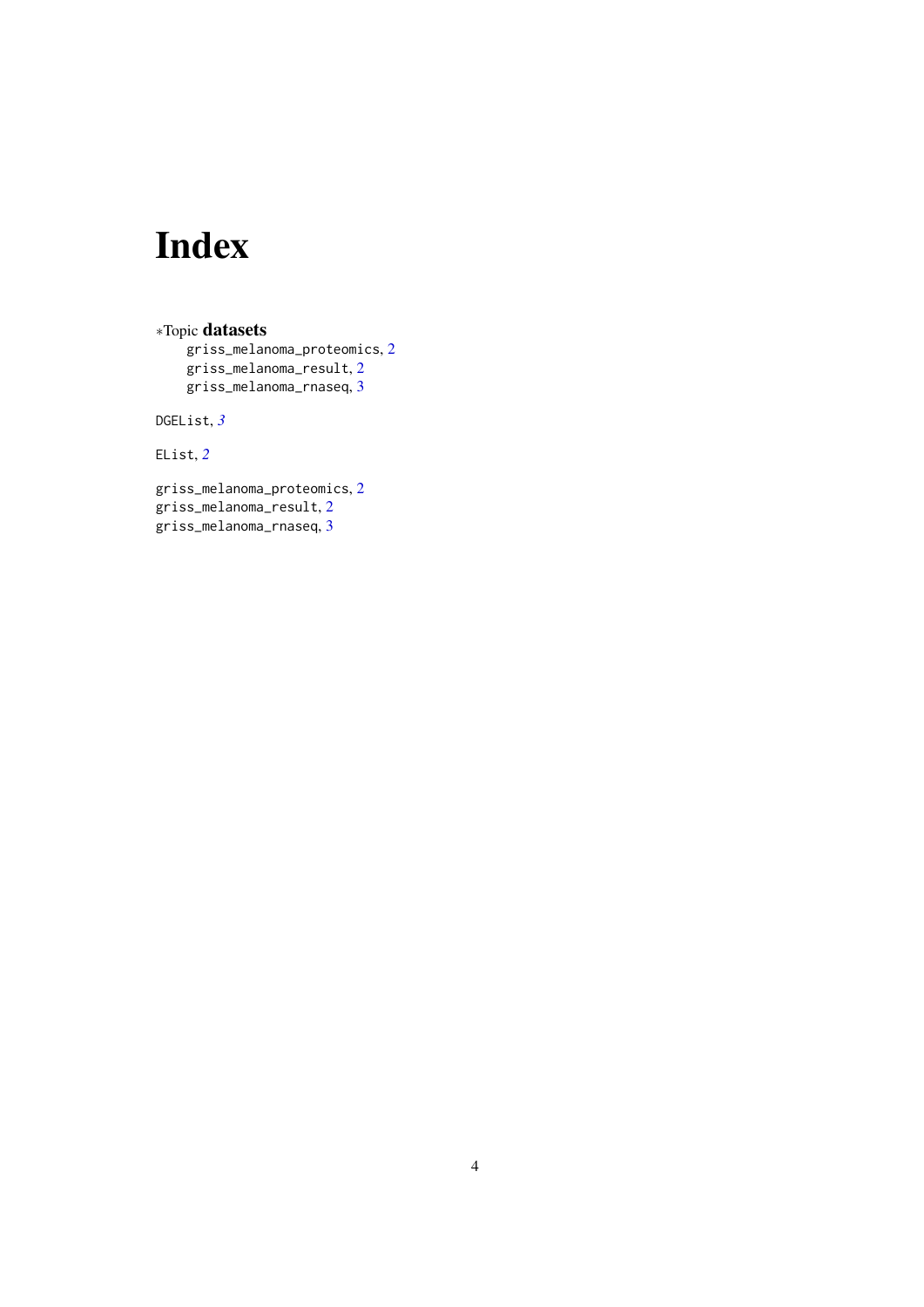# Index

∗Topic **datasets**
    griss_melanoma_proteomics, 2
    griss_melanoma_result, 2
    griss_melanoma_rnaseq, 3

DGEList, *3*

EList, *2*

griss_melanoma_proteomics, 2
griss_melanoma_result, 2
griss_melanoma_rnaseq, 3